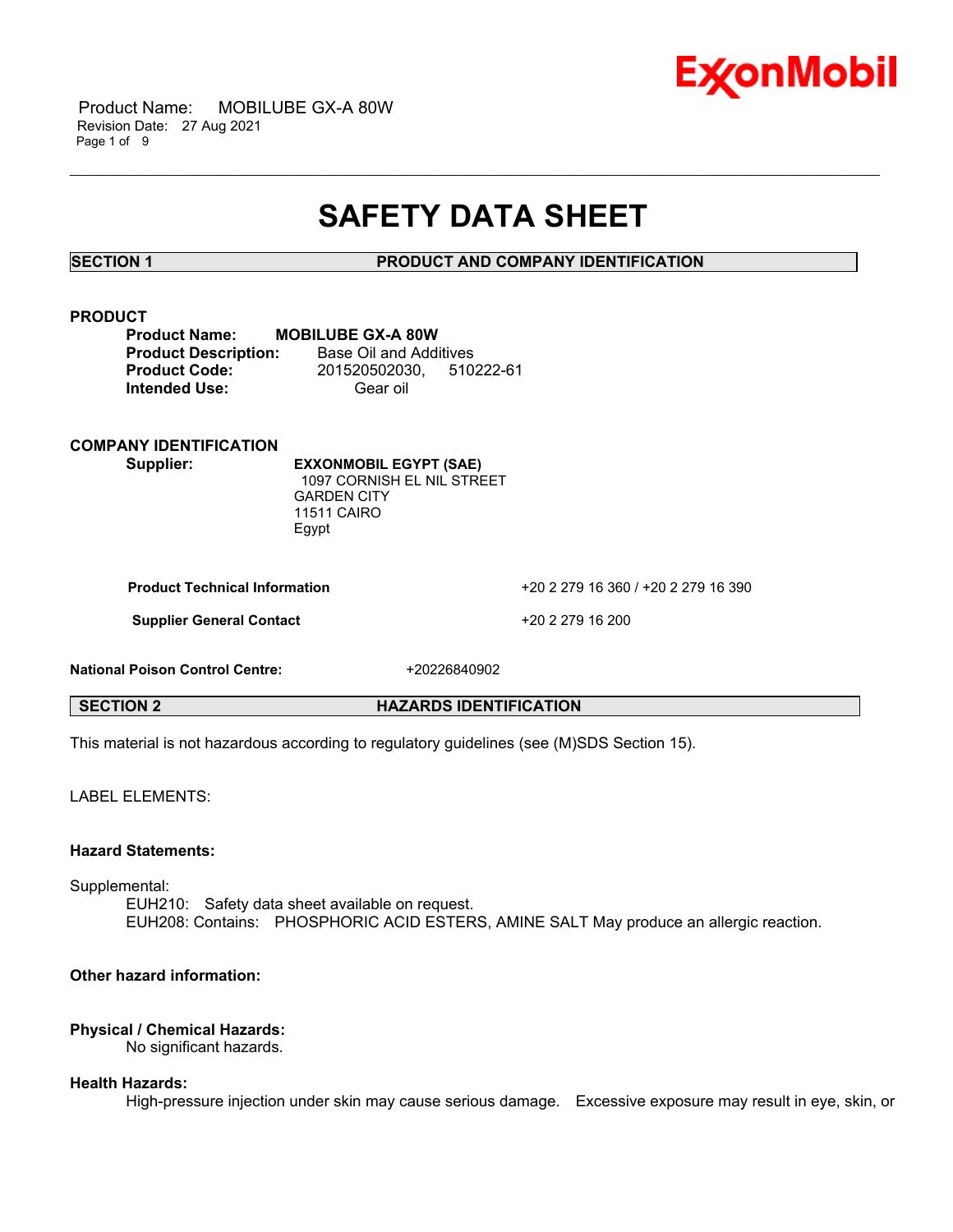# SAFETY DATA SHEET

## SECTION 1 PRODUCT AND COMPANY IDENTIFICATION

### PRODUCT

**Product Name:** **MOBILUBE GX-A 80W**
**Product Description:** Base Oil and Additives
**Product Code:** 201520502030, 510222-61
**Intended Use:** Gear oil

### COMPANY IDENTIFICATION

**Supplier:** **EXXONMOBIL EGYPT (SAE)**
1097 CORNISH EL NIL STREET
GARDEN CITY
11511 CAIRO
Egypt

| | |
|---|---|
| **Product Technical Information** | +20 2 279 16 360 / +20 2 279 16 390 |
| **Supplier General Contact** | +20 2 279 16 200 |

**National Poison Control Centre:** +20226840902

## SECTION 2 HAZARDS IDENTIFICATION

This material is not hazardous according to regulatory guidelines (see (M)SDS Section 15).

LABEL ELEMENTS:

**Hazard Statements:**

Supplemental:
EUH210: Safety data sheet available on request.
EUH208: Contains: PHOSPHORIC ACID ESTERS, AMINE SALT May produce an allergic reaction.

**Other hazard information:**

**Physical / Chemical Hazards:**
No significant hazards.

**Health Hazards:**
High-pressure injection under skin may cause serious damage. Excessive exposure may result in eye, skin, or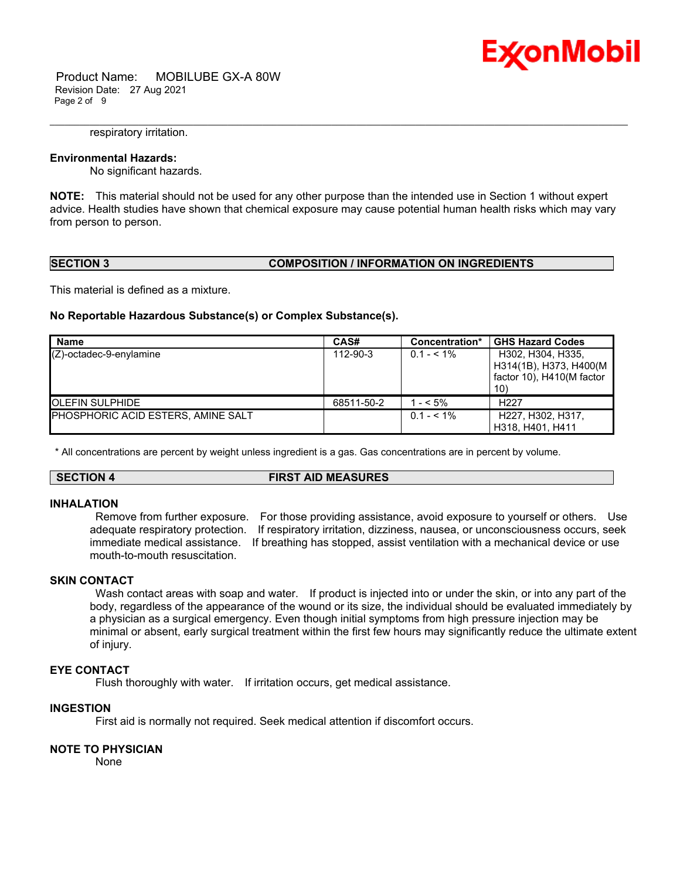respiratory irritation.

**Environmental Hazards:**

No significant hazards.

**NOTE:** This material should not be used for any other purpose than the intended use in Section 1 without expert advice. Health studies have shown that chemical exposure may cause potential human health risks which may vary from person to person.

## SECTION 3 COMPOSITION / INFORMATION ON INGREDIENTS

This material is defined as a mixture.

**No Reportable Hazardous Substance(s) or Complex Substance(s).**

| Name | CAS# | Concentration* | GHS Hazard Codes |
|---|---|---|---|
| (Z)-octadec-9-enylamine | 112-90-3 | 0.1 - < 1% | H302, H304, H335, H314(1B), H373, H400(M factor 10), H410(M factor 10) |
| OLEFIN SULPHIDE | 68511-50-2 | 1 - < 5% | H227 |
| PHOSPHORIC ACID ESTERS, AMINE SALT | | 0.1 - < 1% | H227, H302, H317, H318, H401, H411 |

\* All concentrations are percent by weight unless ingredient is a gas. Gas concentrations are in percent by volume.

## SECTION 4 FIRST AID MEASURES

### INHALATION

Remove from further exposure. For those providing assistance, avoid exposure to yourself or others. Use adequate respiratory protection. If respiratory irritation, dizziness, nausea, or unconsciousness occurs, seek immediate medical assistance. If breathing has stopped, assist ventilation with a mechanical device or use mouth-to-mouth resuscitation.

### SKIN CONTACT

Wash contact areas with soap and water. If product is injected into or under the skin, or into any part of the body, regardless of the appearance of the wound or its size, the individual should be evaluated immediately by a physician as a surgical emergency. Even though initial symptoms from high pressure injection may be minimal or absent, early surgical treatment within the first few hours may significantly reduce the ultimate extent of injury.

### EYE CONTACT

Flush thoroughly with water. If irritation occurs, get medical assistance.

### INGESTION

First aid is normally not required. Seek medical attention if discomfort occurs.

### NOTE TO PHYSICIAN

None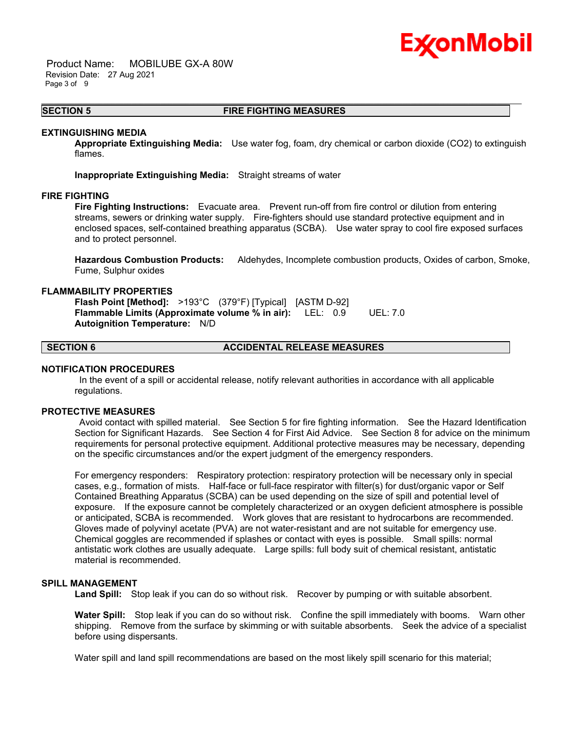## SECTION 5 FIRE FIGHTING MEASURES

### EXTINGUISHING MEDIA

**Appropriate Extinguishing Media:** Use water fog, foam, dry chemical or carbon dioxide ($CO_2$) to extinguish flames.

**Inappropriate Extinguishing Media:** Straight streams of water

### FIRE FIGHTING

**Fire Fighting Instructions:** Evacuate area. Prevent run-off from fire control or dilution from entering streams, sewers or drinking water supply. Fire-fighters should use standard protective equipment and in enclosed spaces, self-contained breathing apparatus (SCBA). Use water spray to cool fire exposed surfaces and to protect personnel.

**Hazardous Combustion Products:** Aldehydes, Incomplete combustion products, Oxides of carbon, Smoke, Fume, Sulphur oxides

### FLAMMABILITY PROPERTIES

**Flash Point [Method]:** >193°C (379°F) [Typical] [ASTM D-92]
**Flammable Limits (Approximate volume % in air):** LEL: 0.9 UEL: 7.0
**Autoignition Temperature:** N/D

## SECTION 6 ACCIDENTAL RELEASE MEASURES

### NOTIFICATION PROCEDURES

In the event of a spill or accidental release, notify relevant authorities in accordance with all applicable regulations.

### PROTECTIVE MEASURES

Avoid contact with spilled material. See Section 5 for fire fighting information. See the Hazard Identification Section for Significant Hazards. See Section 4 for First Aid Advice. See Section 8 for advice on the minimum requirements for personal protective equipment. Additional protective measures may be necessary, depending on the specific circumstances and/or the expert judgment of the emergency responders.

For emergency responders: Respiratory protection: respiratory protection will be necessary only in special cases, e.g., formation of mists. Half-face or full-face respirator with filter(s) for dust/organic vapor or Self Contained Breathing Apparatus (SCBA) can be used depending on the size of spill and potential level of exposure. If the exposure cannot be completely characterized or an oxygen deficient atmosphere is possible or anticipated, SCBA is recommended. Work gloves that are resistant to hydrocarbons are recommended. Gloves made of polyvinyl acetate (PVA) are not water-resistant and are not suitable for emergency use. Chemical goggles are recommended if splashes or contact with eyes is possible. Small spills: normal antistatic work clothes are usually adequate. Large spills: full body suit of chemical resistant, antistatic material is recommended.

### SPILL MANAGEMENT

**Land Spill:** Stop leak if you can do so without risk. Recover by pumping or with suitable absorbent.

**Water Spill:** Stop leak if you can do so without risk. Confine the spill immediately with booms. Warn other shipping. Remove from the surface by skimming or with suitable absorbents. Seek the advice of a specialist before using dispersants.

Water spill and land spill recommendations are based on the most likely spill scenario for this material;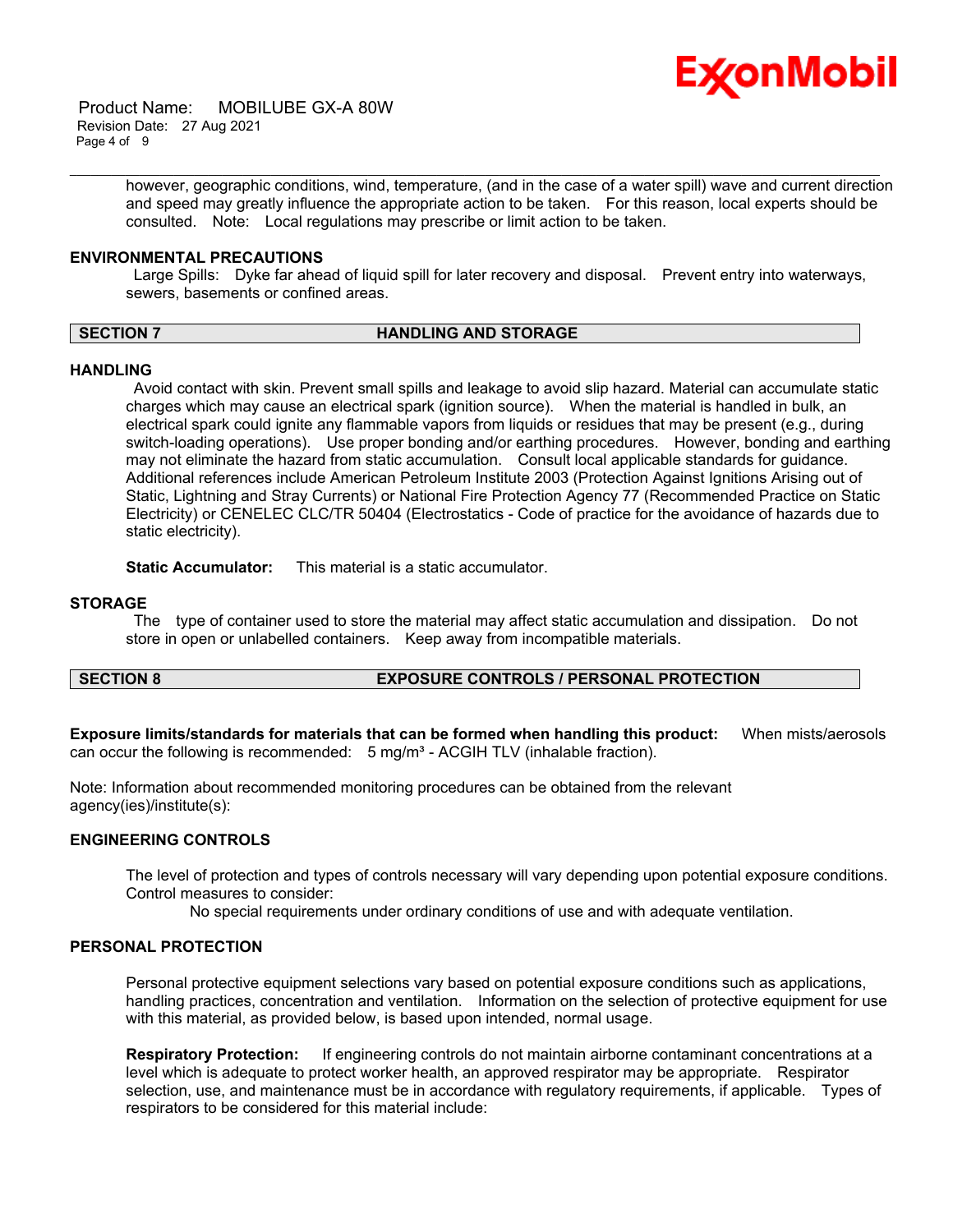however, geographic conditions, wind, temperature, (and in the case of a water spill) wave and current direction and speed may greatly influence the appropriate action to be taken. For this reason, local experts should be consulted. Note: Local regulations may prescribe or limit action to be taken.

### ENVIRONMENTAL PRECAUTIONS

Large Spills: Dyke far ahead of liquid spill for later recovery and disposal. Prevent entry into waterways, sewers, basements or confined areas.

## SECTION 7 HANDLING AND STORAGE

### HANDLING

Avoid contact with skin. Prevent small spills and leakage to avoid slip hazard. Material can accumulate static charges which may cause an electrical spark (ignition source). When the material is handled in bulk, an electrical spark could ignite any flammable vapors from liquids or residues that may be present (e.g., during switch-loading operations). Use proper bonding and/or earthing procedures. However, bonding and earthing may not eliminate the hazard from static accumulation. Consult local applicable standards for guidance. Additional references include American Petroleum Institute 2003 (Protection Against Ignitions Arising out of Static, Lightning and Stray Currents) or National Fire Protection Agency 77 (Recommended Practice on Static Electricity) or CENELEC CLC/TR 50404 (Electrostatics - Code of practice for the avoidance of hazards due to static electricity).

**Static Accumulator:** This material is a static accumulator.

### STORAGE

The type of container used to store the material may affect static accumulation and dissipation. Do not store in open or unlabelled containers. Keep away from incompatible materials.

## SECTION 8 EXPOSURE CONTROLS / PERSONAL PROTECTION

**Exposure limits/standards for materials that can be formed when handling this product:** When mists/aerosols can occur the following is recommended: 5 mg/m³ - ACGIH TLV (inhalable fraction).

Note: Information about recommended monitoring procedures can be obtained from the relevant agency(ies)/institute(s):

### ENGINEERING CONTROLS

The level of protection and types of controls necessary will vary depending upon potential exposure conditions. Control measures to consider:

No special requirements under ordinary conditions of use and with adequate ventilation.

### PERSONAL PROTECTION

Personal protective equipment selections vary based on potential exposure conditions such as applications, handling practices, concentration and ventilation. Information on the selection of protective equipment for use with this material, as provided below, is based upon intended, normal usage.

**Respiratory Protection:** If engineering controls do not maintain airborne contaminant concentrations at a level which is adequate to protect worker health, an approved respirator may be appropriate. Respirator selection, use, and maintenance must be in accordance with regulatory requirements, if applicable. Types of respirators to be considered for this material include: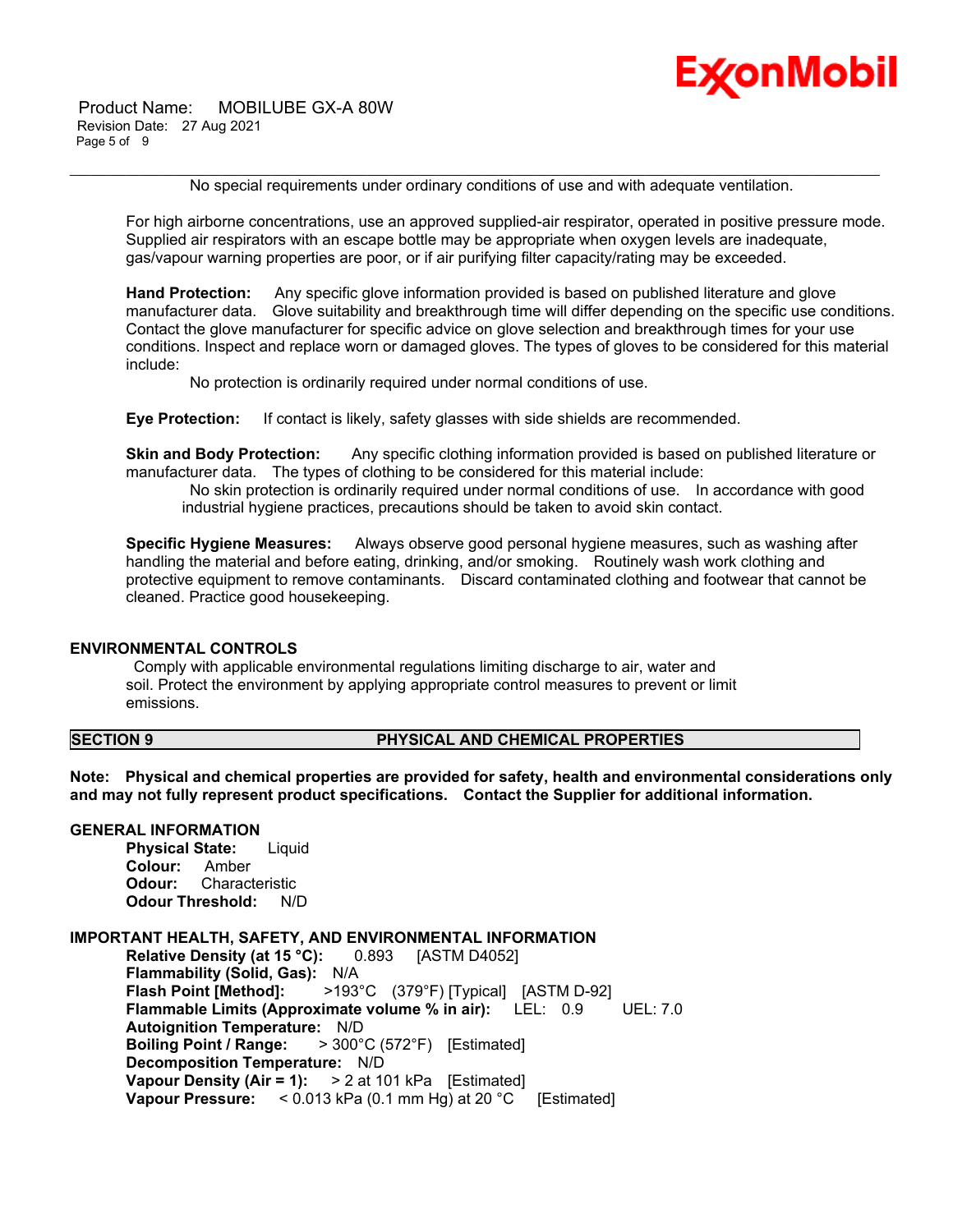No special requirements under ordinary conditions of use and with adequate ventilation.

For high airborne concentrations, use an approved supplied-air respirator, operated in positive pressure mode. Supplied air respirators with an escape bottle may be appropriate when oxygen levels are inadequate, gas/vapour warning properties are poor, or if air purifying filter capacity/rating may be exceeded.

**Hand Protection:** Any specific glove information provided is based on published literature and glove manufacturer data. Glove suitability and breakthrough time will differ depending on the specific use conditions. Contact the glove manufacturer for specific advice on glove selection and breakthrough times for your use conditions. Inspect and replace worn or damaged gloves. The types of gloves to be considered for this material include:

No protection is ordinarily required under normal conditions of use.

**Eye Protection:** If contact is likely, safety glasses with side shields are recommended.

**Skin and Body Protection:** Any specific clothing information provided is based on published literature or manufacturer data. The types of clothing to be considered for this material include:

No skin protection is ordinarily required under normal conditions of use. In accordance with good industrial hygiene practices, precautions should be taken to avoid skin contact.

**Specific Hygiene Measures:** Always observe good personal hygiene measures, such as washing after handling the material and before eating, drinking, and/or smoking. Routinely wash work clothing and protective equipment to remove contaminants. Discard contaminated clothing and footwear that cannot be cleaned. Practice good housekeeping.

### ENVIRONMENTAL CONTROLS

Comply with applicable environmental regulations limiting discharge to air, water and soil. Protect the environment by applying appropriate control measures to prevent or limit emissions.

## SECTION 9 PHYSICAL AND CHEMICAL PROPERTIES

**Note: Physical and chemical properties are provided for safety, health and environmental considerations only and may not fully represent product specifications. Contact the Supplier for additional information.**

### GENERAL INFORMATION

**Physical State:** Liquid
**Colour:** Amber
**Odour:** Characteristic
**Odour Threshold:** N/D

### IMPORTANT HEALTH, SAFETY, AND ENVIRONMENTAL INFORMATION

**Relative Density (at 15 °C):** 0.893 [ASTM D4052]
**Flammability (Solid, Gas):** N/A
**Flash Point [Method]:** >193°C (379°F) [Typical] [ASTM D-92]
**Flammable Limits (Approximate volume % in air):** LEL: 0.9 UEL: 7.0
**Autoignition Temperature:** N/D
**Boiling Point / Range:** > 300°C (572°F) [Estimated]
**Decomposition Temperature:** N/D
**Vapour Density (Air = 1):** > 2 at 101 kPa [Estimated]
**Vapour Pressure:** < 0.013 kPa (0.1 mm Hg) at 20 °C [Estimated]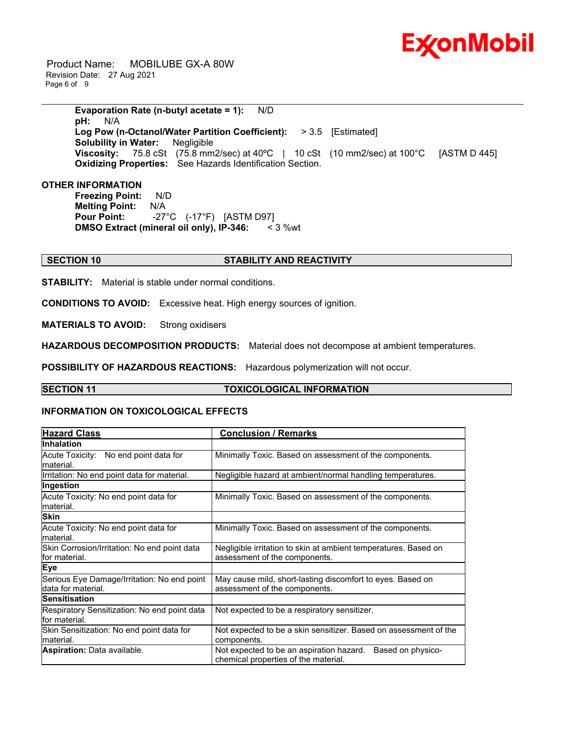**Evaporation Rate (n-butyl acetate = 1):** N/D
**pH:** N/A
**Log Pow (n-Octanol/Water Partition Coefficient):** > 3.5 [Estimated]
**Solubility in Water:** Negligible
**Viscosity:** 75.8 cSt (75.8 mm2/sec) at 40ºC | 10 cSt (10 mm2/sec) at 100°C [ASTM D 445]
**Oxidizing Properties:** See Hazards Identification Section.

**OTHER INFORMATION**

**Freezing Point:** N/D
**Melting Point:** N/A
**Pour Point:** -27°C (-17°F) [ASTM D97]
**DMSO Extract (mineral oil only), IP-346:** < 3 %wt

## SECTION 10 STABILITY AND REACTIVITY

**STABILITY:** Material is stable under normal conditions.

**CONDITIONS TO AVOID:** Excessive heat. High energy sources of ignition.

**MATERIALS TO AVOID:** Strong oxidisers

**HAZARDOUS DECOMPOSITION PRODUCTS:** Material does not decompose at ambient temperatures.

**POSSIBILITY OF HAZARDOUS REACTIONS:** Hazardous polymerization will not occur.

## SECTION 11 TOXICOLOGICAL INFORMATION

### INFORMATION ON TOXICOLOGICAL EFFECTS

| Hazard Class | Conclusion / Remarks |
|---|---|
| **Inhalation** | |
| Acute Toxicity: No end point data for material. | Minimally Toxic. Based on assessment of the components. |
| Irritation: No end point data for material. | Negligible hazard at ambient/normal handling temperatures. |
| **Ingestion** | |
| Acute Toxicity: No end point data for material. | Minimally Toxic. Based on assessment of the components. |
| **Skin** | |
| Acute Toxicity: No end point data for material. | Minimally Toxic. Based on assessment of the components. |
| Skin Corrosion/Irritation: No end point data for material. | Negligible irritation to skin at ambient temperatures. Based on assessment of the components. |
| **Eye** | |
| Serious Eye Damage/Irritation: No end point data for material. | May cause mild, short-lasting discomfort to eyes. Based on assessment of the components. |
| **Sensitisation** | |
| Respiratory Sensitization: No end point data for material. | Not expected to be a respiratory sensitizer. |
| Skin Sensitization: No end point data for material. | Not expected to be a skin sensitizer. Based on assessment of the components. |
| **Aspiration:** Data available. | Not expected to be an aspiration hazard. Based on physico-chemical properties of the material. |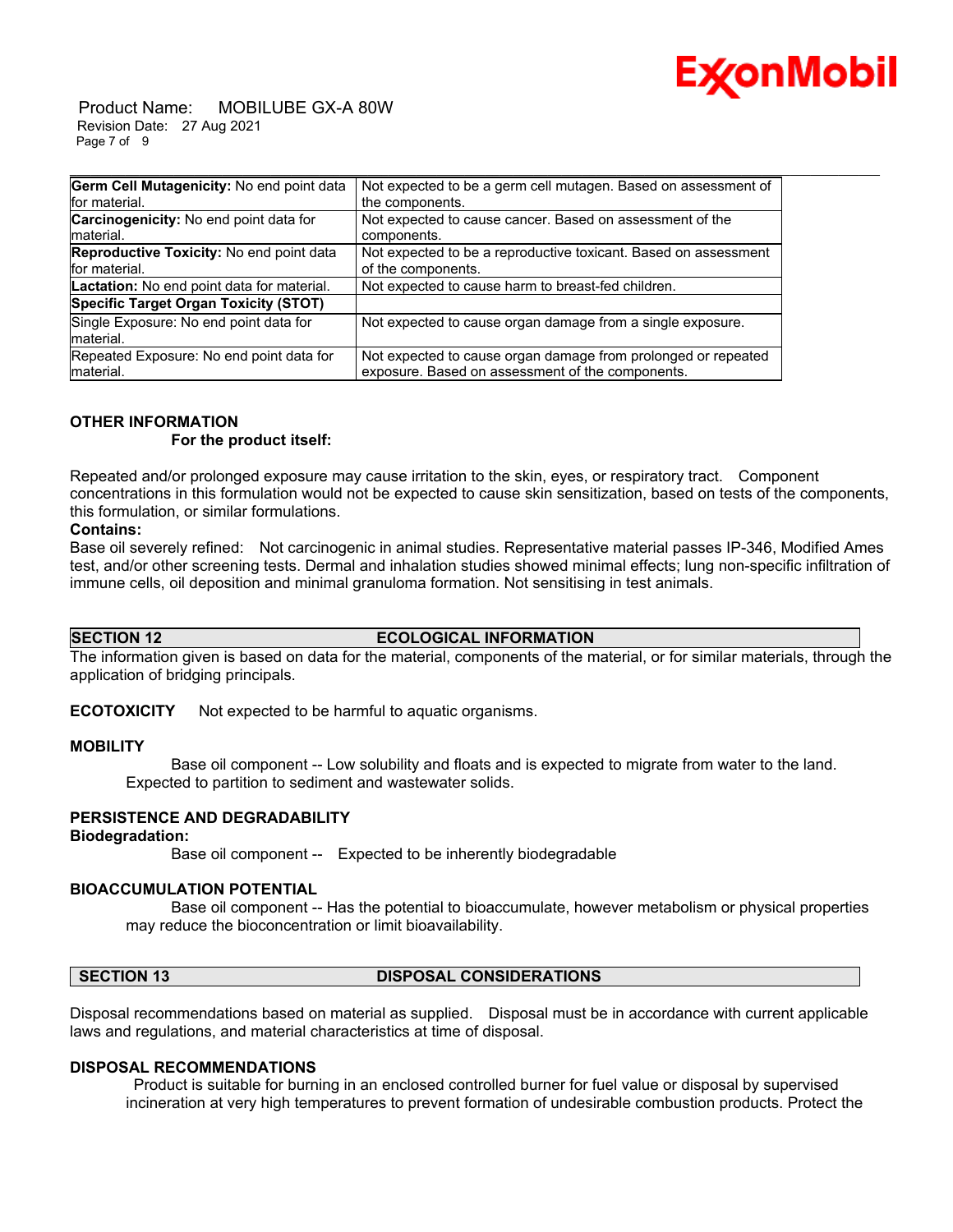| | |
|---|---|
| **Germ Cell Mutagenicity:** No end point data for material. | Not expected to be a germ cell mutagen. Based on assessment of the components. |
| **Carcinogenicity:** No end point data for material. | Not expected to cause cancer. Based on assessment of the components. |
| **Reproductive Toxicity:** No end point data for material. | Not expected to be a reproductive toxicant. Based on assessment of the components. |
| **Lactation:** No end point data for material. | Not expected to cause harm to breast-fed children. |
| **Specific Target Organ Toxicity (STOT)** | |
| Single Exposure: No end point data for material. | Not expected to cause organ damage from a single exposure. |
| Repeated Exposure: No end point data for material. | Not expected to cause organ damage from prolonged or repeated exposure. Based on assessment of the components. |

**OTHER INFORMATION**

**For the product itself:**

Repeated and/or prolonged exposure may cause irritation to the skin, eyes, or respiratory tract. Component concentrations in this formulation would not be expected to cause skin sensitization, based on tests of the components, this formulation, or similar formulations.

**Contains:**

Base oil severely refined: Not carcinogenic in animal studies. Representative material passes IP-346, Modified Ames test, and/or other screening tests. Dermal and inhalation studies showed minimal effects; lung non-specific infiltration of immune cells, oil deposition and minimal granuloma formation. Not sensitising in test animals.

## SECTION 12 ECOLOGICAL INFORMATION

The information given is based on data for the material, components of the material, or for similar materials, through the application of bridging principals.

**ECOTOXICITY** Not expected to be harmful to aquatic organisms.

**MOBILITY**

Base oil component -- Low solubility and floats and is expected to migrate from water to the land. Expected to partition to sediment and wastewater solids.

**PERSISTENCE AND DEGRADABILITY**

**Biodegradation:**

Base oil component -- Expected to be inherently biodegradable

**BIOACCUMULATION POTENTIAL**

Base oil component -- Has the potential to bioaccumulate, however metabolism or physical properties may reduce the bioconcentration or limit bioavailability.

## SECTION 13 DISPOSAL CONSIDERATIONS

Disposal recommendations based on material as supplied. Disposal must be in accordance with current applicable laws and regulations, and material characteristics at time of disposal.

**DISPOSAL RECOMMENDATIONS**

Product is suitable for burning in an enclosed controlled burner for fuel value or disposal by supervised incineration at very high temperatures to prevent formation of undesirable combustion products. Protect the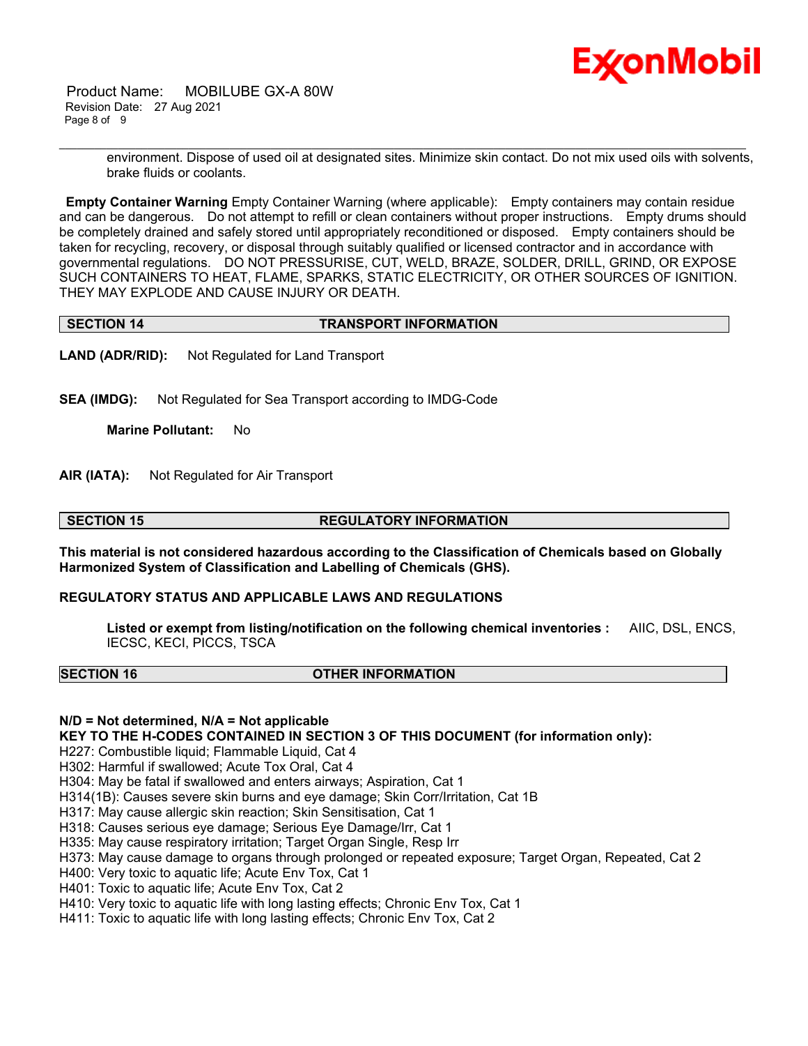environment. Dispose of used oil at designated sites. Minimize skin contact. Do not mix used oils with solvents, brake fluids or coolants.

**Empty Container Warning** Empty Container Warning (where applicable): Empty containers may contain residue and can be dangerous. Do not attempt to refill or clean containers without proper instructions. Empty drums should be completely drained and safely stored until appropriately reconditioned or disposed. Empty containers should be taken for recycling, recovery, or disposal through suitably qualified or licensed contractor and in accordance with governmental regulations. DO NOT PRESSURISE, CUT, WELD, BRAZE, SOLDER, DRILL, GRIND, OR EXPOSE SUCH CONTAINERS TO HEAT, FLAME, SPARKS, STATIC ELECTRICITY, OR OTHER SOURCES OF IGNITION. THEY MAY EXPLODE AND CAUSE INJURY OR DEATH.

## SECTION 14 TRANSPORT INFORMATION

**LAND (ADR/RID):** Not Regulated for Land Transport

**SEA (IMDG):** Not Regulated for Sea Transport according to IMDG-Code

**Marine Pollutant:** No

**AIR (IATA):** Not Regulated for Air Transport

## SECTION 15 REGULATORY INFORMATION

**This material is not considered hazardous according to the Classification of Chemicals based on Globally Harmonized System of Classification and Labelling of Chemicals (GHS).**

**REGULATORY STATUS AND APPLICABLE LAWS AND REGULATIONS**

**Listed or exempt from listing/notification on the following chemical inventories :** AIIC, DSL, ENCS, IECSC, KECI, PICCS, TSCA

## SECTION 16 OTHER INFORMATION

**N/D = Not determined, N/A = Not applicable**

**KEY TO THE H-CODES CONTAINED IN SECTION 3 OF THIS DOCUMENT (for information only):**

H227: Combustible liquid; Flammable Liquid, Cat 4
H302: Harmful if swallowed; Acute Tox Oral, Cat 4
H304: May be fatal if swallowed and enters airways; Aspiration, Cat 1
H314(1B): Causes severe skin burns and eye damage; Skin Corr/Irritation, Cat 1B
H317: May cause allergic skin reaction; Skin Sensitisation, Cat 1
H318: Causes serious eye damage; Serious Eye Damage/Irr, Cat 1
H335: May cause respiratory irritation; Target Organ Single, Resp Irr
H373: May cause damage to organs through prolonged or repeated exposure; Target Organ, Repeated, Cat 2
H400: Very toxic to aquatic life; Acute Env Tox, Cat 1
H401: Toxic to aquatic life; Acute Env Tox, Cat 2
H410: Very toxic to aquatic life with long lasting effects; Chronic Env Tox, Cat 1
H411: Toxic to aquatic life with long lasting effects; Chronic Env Tox, Cat 2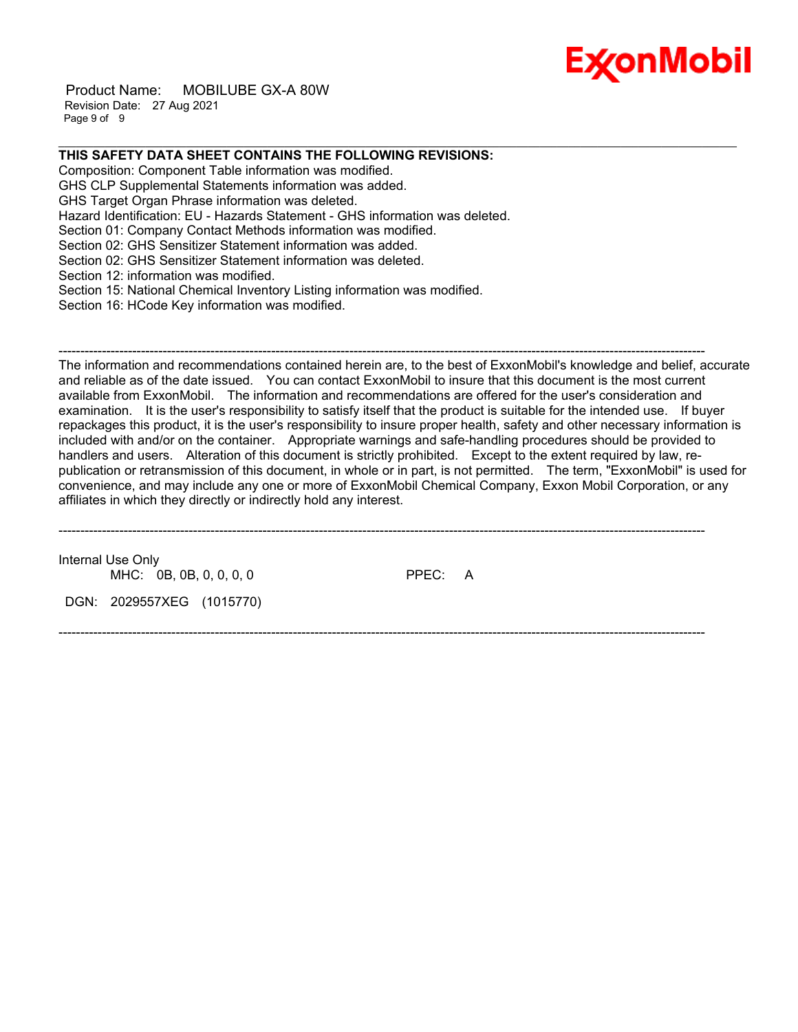**THIS SAFETY DATA SHEET CONTAINS THE FOLLOWING REVISIONS:**

Composition: Component Table information was modified.
GHS CLP Supplemental Statements information was added.
GHS Target Organ Phrase information was deleted.
Hazard Identification: EU - Hazards Statement - GHS information was deleted.
Section 01: Company Contact Methods information was modified.
Section 02: GHS Sensitizer Statement information was added.
Section 02: GHS Sensitizer Statement information was deleted.
Section 12: information was modified.
Section 15: National Chemical Inventory Listing information was modified.
Section 16: HCode Key information was modified.

-----------------------------------------------------------------------------------------------------------------------------------------------

The information and recommendations contained herein are, to the best of ExxonMobil's knowledge and belief, accurate and reliable as of the date issued. You can contact ExxonMobil to insure that this document is the most current available from ExxonMobil. The information and recommendations are offered for the user's consideration and examination. It is the user's responsibility to satisfy itself that the product is suitable for the intended use. If buyer repackages this product, it is the user's responsibility to insure proper health, safety and other necessary information is included with and/or on the container. Appropriate warnings and safe-handling procedures should be provided to handlers and users. Alteration of this document is strictly prohibited. Except to the extent required by law, re-publication or retransmission of this document, in whole or in part, is not permitted. The term, "ExxonMobil" is used for convenience, and may include any one or more of ExxonMobil Chemical Company, Exxon Mobil Corporation, or any affiliates in which they directly or indirectly hold any interest.

-----------------------------------------------------------------------------------------------------------------------------------------------

Internal Use Only
MHC: 0B, 0B, 0, 0, 0, 0 PPEC: A

DGN: 2029557XEG (1015770)

-----------------------------------------------------------------------------------------------------------------------------------------------